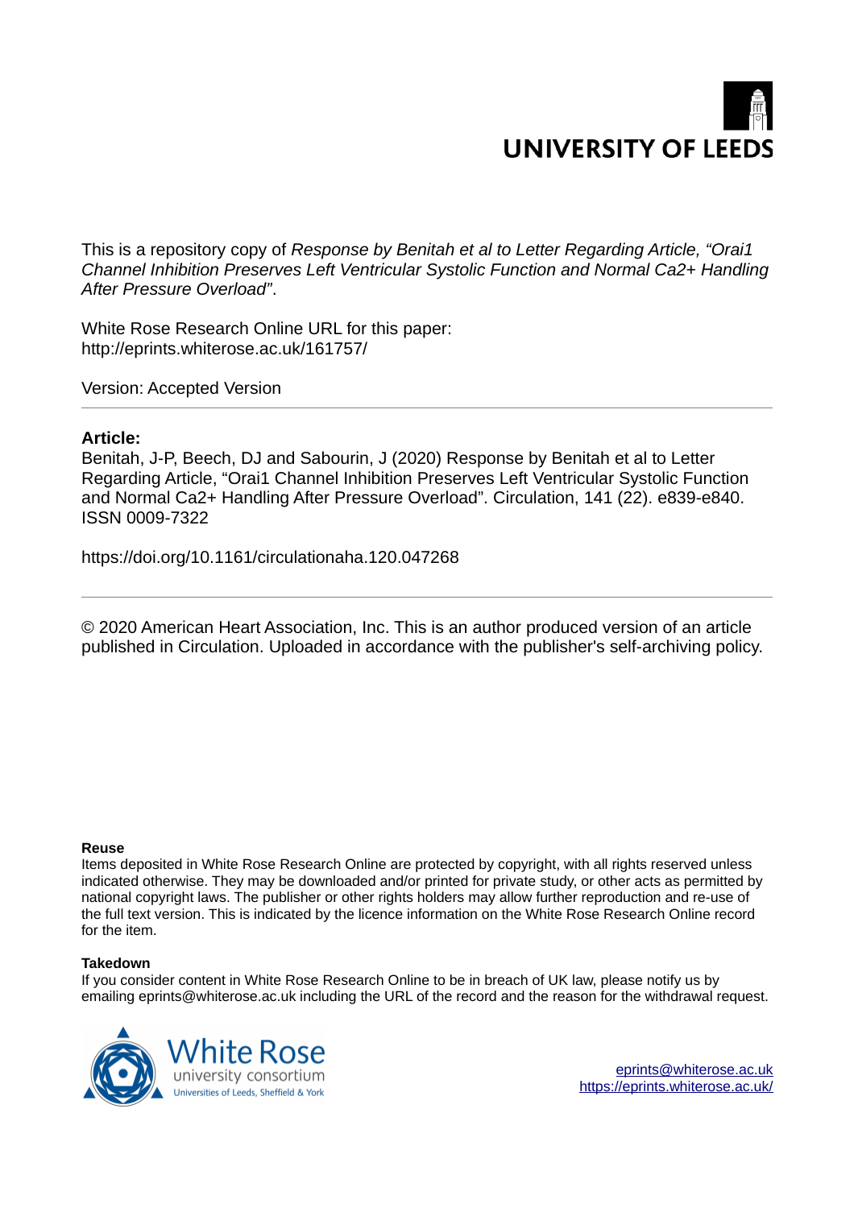UNIVERSITY OF LEEDS

This is a repository copy of *Response by Benitah et al to Letter Regarding Article, "Orai1 Channel Inhibition Preserves Left Ventricular Systolic Function and Normal Ca2+ Handling After Pressure Overload"*.

White Rose Research Online URL for this paper:
http://eprints.whiterose.ac.uk/161757/

Version: Accepted Version

**Article:**

Benitah, J-P, Beech, DJ and Sabourin, J (2020) Response by Benitah et al to Letter Regarding Article, "Orai1 Channel Inhibition Preserves Left Ventricular Systolic Function and Normal Ca2+ Handling After Pressure Overload". Circulation, 141 (22). e839-e840. ISSN 0009-7322

https://doi.org/10.1161/circulationaha.120.047268

---

© 2020 American Heart Association, Inc. This is an author produced version of an article published in Circulation. Uploaded in accordance with the publisher's self-archiving policy.

**Reuse**

Items deposited in White Rose Research Online are protected by copyright, with all rights reserved unless indicated otherwise. They may be downloaded and/or printed for private study, or other acts as permitted by national copyright laws. The publisher or other rights holders may allow further reproduction and re-use of the full text version. This is indicated by the licence information on the White Rose Research Online record for the item.

**Takedown**

If you consider content in White Rose Research Online to be in breach of UK law, please notify us by emailing eprints@whiterose.ac.uk including the URL of the record and the reason for the withdrawal request.

White Rose university consortium
Universities of Leeds, Sheffield & York

eprints@whiterose.ac.uk
https://eprints.whiterose.ac.uk/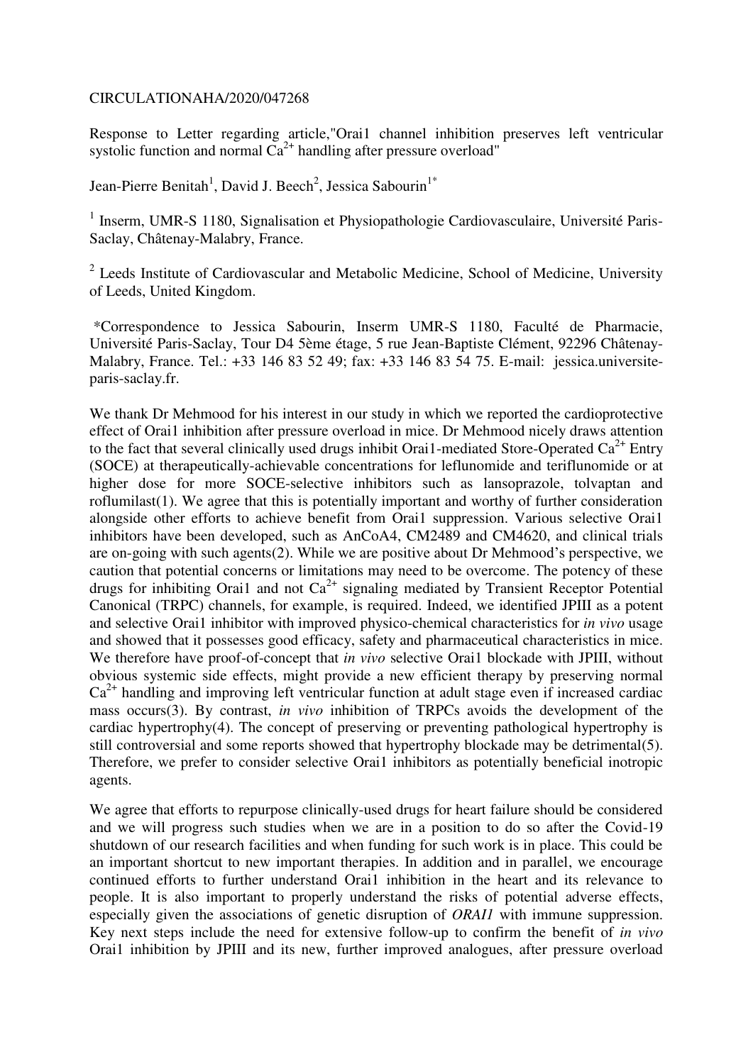CIRCULATIONAHA/2020/047268

Response to Letter regarding article,"Orai1 channel inhibition preserves left ventricular systolic function and normal $Ca^{2+}$ handling after pressure overload"

Jean-Pierre Benitah[1], David J. Beech[2], Jessica Sabourin[1*]

[1] Inserm, UMR-S 1180, Signalisation et Physiopathologie Cardiovasculaire, Université Paris-Saclay, Châtenay-Malabry, France.

[2] Leeds Institute of Cardiovascular and Metabolic Medicine, School of Medicine, University of Leeds, United Kingdom.

*Correspondence to Jessica Sabourin, Inserm UMR-S 1180, Faculté de Pharmacie, Université Paris-Saclay, Tour D4 5ème étage, 5 rue Jean-Baptiste Clément, 92296 Châtenay-Malabry, France. Tel.: +33 146 83 52 49; fax: +33 146 83 54 75. E-mail: jessica.universite-paris-saclay.fr.

We thank Dr Mehmood for his interest in our study in which we reported the cardioprotective effect of Orai1 inhibition after pressure overload in mice. Dr Mehmood nicely draws attention to the fact that several clinically used drugs inhibit Orai1-mediated Store-Operated $Ca^{2+}$ Entry (SOCE) at therapeutically-achievable concentrations for leflunomide and teriflunomide or at higher dose for more SOCE-selective inhibitors such as lansoprazole, tolvaptan and roflumilast(1). We agree that this is potentially important and worthy of further consideration alongside other efforts to achieve benefit from Orai1 suppression. Various selective Orai1 inhibitors have been developed, such as AnCoA4, CM2489 and CM4620, and clinical trials are on-going with such agents(2). While we are positive about Dr Mehmood's perspective, we caution that potential concerns or limitations may need to be overcome. The potency of these drugs for inhibiting Orai1 and not $Ca^{2+}$ signaling mediated by Transient Receptor Potential Canonical (TRPC) channels, for example, is required. Indeed, we identified JPIII as a potent and selective Orai1 inhibitor with improved physico-chemical characteristics for *in vivo* usage and showed that it possesses good efficacy, safety and pharmaceutical characteristics in mice. We therefore have proof-of-concept that *in vivo* selective Orai1 blockade with JPIII, without obvious systemic side effects, might provide a new efficient therapy by preserving normal $Ca^{2+}$ handling and improving left ventricular function at adult stage even if increased cardiac mass occurs(3). By contrast, *in vivo* inhibition of TRPCs avoids the development of the cardiac hypertrophy(4). The concept of preserving or preventing pathological hypertrophy is still controversial and some reports showed that hypertrophy blockade may be detrimental(5). Therefore, we prefer to consider selective Orai1 inhibitors as potentially beneficial inotropic agents.

We agree that efforts to repurpose clinically-used drugs for heart failure should be considered and we will progress such studies when we are in a position to do so after the Covid-19 shutdown of our research facilities and when funding for such work is in place. This could be an important shortcut to new important therapies. In addition and in parallel, we encourage continued efforts to further understand Orai1 inhibition in the heart and its relevance to people. It is also important to properly understand the risks of potential adverse effects, especially given the associations of genetic disruption of *ORAI1* with immune suppression. Key next steps include the need for extensive follow-up to confirm the benefit of *in vivo* Orai1 inhibition by JPIII and its new, further improved analogues, after pressure overload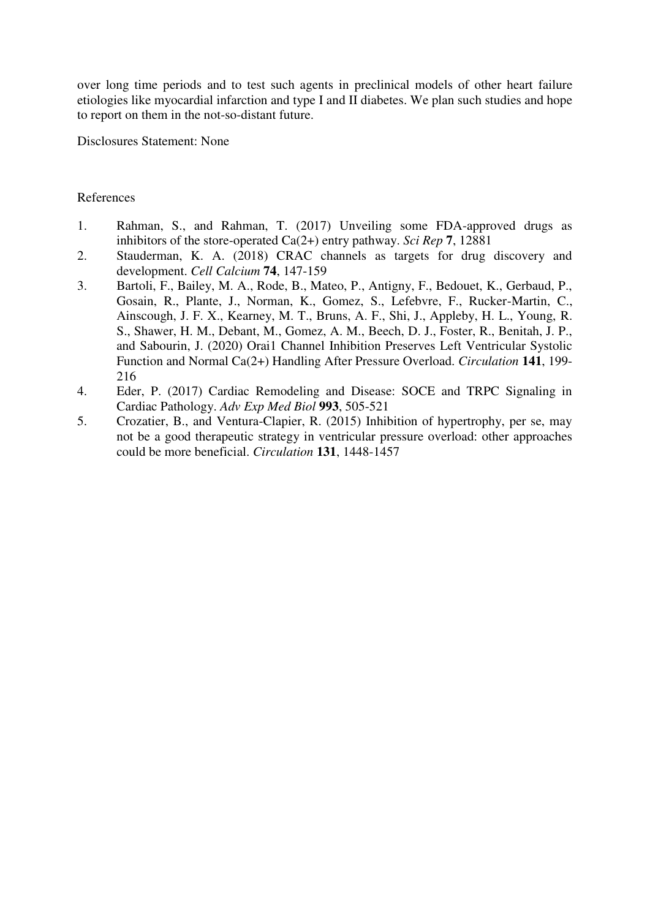over long time periods and to test such agents in preclinical models of other heart failure etiologies like myocardial infarction and type I and II diabetes. We plan such studies and hope to report on them in the not-so-distant future.

Disclosures Statement: None

References

1. Rahman, S., and Rahman, T. (2017) Unveiling some FDA-approved drugs as inhibitors of the store-operated Ca(2+) entry pathway. *Sci Rep* **7**, 12881
2. Stauderman, K. A. (2018) CRAC channels as targets for drug discovery and development. *Cell Calcium* **74**, 147-159
3. Bartoli, F., Bailey, M. A., Rode, B., Mateo, P., Antigny, F., Bedouet, K., Gerbaud, P., Gosain, R., Plante, J., Norman, K., Gomez, S., Lefebvre, F., Rucker-Martin, C., Ainscough, J. F. X., Kearney, M. T., Bruns, A. F., Shi, J., Appleby, H. L., Young, R. S., Shawer, H. M., Debant, M., Gomez, A. M., Beech, D. J., Foster, R., Benitah, J. P., and Sabourin, J. (2020) Orai1 Channel Inhibition Preserves Left Ventricular Systolic Function and Normal Ca(2+) Handling After Pressure Overload. *Circulation* **141**, 199-216
4. Eder, P. (2017) Cardiac Remodeling and Disease: SOCE and TRPC Signaling in Cardiac Pathology. *Adv Exp Med Biol* **993**, 505-521
5. Crozatier, B., and Ventura-Clapier, R. (2015) Inhibition of hypertrophy, per se, may not be a good therapeutic strategy in ventricular pressure overload: other approaches could be more beneficial. *Circulation* **131**, 1448-1457